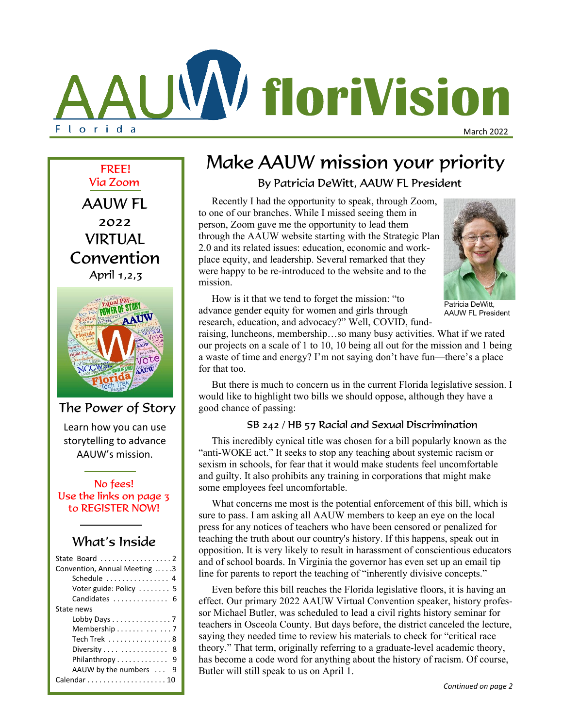# AAUW floriVision

Florida

March 2022

FREE!
Via Zoom

## AAUW FL 2022 VIRTUAL Convention

April 1,2,3

### The Power of Story

Learn how you can use storytelling to advance AAUW's mission.

No fees!
Use the links on page 3 to REGISTER NOW!

### What's Inside

| | |
|---|---|
| State Board | 2 |
| Convention, Annual Meeting | 3 |
| Schedule | 4 |
| Voter guide: Policy | 5 |
| Candidates | 6 |
| State news | |
| Lobby Days | 7 |
| Membership | 7 |
| Tech Trek | 8 |
| Diversity | 8 |
| Philanthropy | 9 |
| AAUW by the numbers | 9 |
| Calendar | 10 |

# Make AAUW mission your priority

### By Patricia DeWitt, AAUW FL President

Recently I had the opportunity to speak, through Zoom, to one of our branches. While I missed seeing them in person, Zoom gave me the opportunity to lead them through the AAUW website starting with the Strategic Plan 2.0 and its related issues: education, economic and workplace equity, and leadership. Several remarked that they were happy to be re-introduced to the website and to the mission.

Patricia DeWitt, AAUW FL President

How is it that we tend to forget the mission: "to advance gender equity for women and girls through research, education, and advocacy?" Well, COVID, fundraising, luncheons, membership…so many busy activities. What if we rated our projects on a scale of 1 to 10, 10 being all out for the mission and 1 being a waste of time and energy? I'm not saying don't have fun—there's a place for that too.

But there is much to concern us in the current Florida legislative session. I would like to highlight two bills we should oppose, although they have a good chance of passing:

#### SB 242 / HB 57 Racial and Sexual Discrimination

This incredibly cynical title was chosen for a bill popularly known as the "anti-WOKE act." It seeks to stop any teaching about systemic racism or sexism in schools, for fear that it would make students feel uncomfortable and guilty. It also prohibits any training in corporations that might make some employees feel uncomfortable.

What concerns me most is the potential enforcement of this bill, which is sure to pass. I am asking all AAUW members to keep an eye on the local press for any notices of teachers who have been censored or penalized for teaching the truth about our country's history. If this happens, speak out in opposition. It is very likely to result in harassment of conscientious educators and of school boards. In Virginia the governor has even set up an email tip line for parents to report the teaching of "inherently divisive concepts."

Even before this bill reaches the Florida legislative floors, it is having an effect. Our primary 2022 AAUW Virtual Convention speaker, history professor Michael Butler, was scheduled to lead a civil rights history seminar for teachers in Osceola County. But days before, the district canceled the lecture, saying they needed time to review his materials to check for "critical race theory." That term, originally referring to a graduate-level academic theory, has become a code word for anything about the history of racism. Of course, Butler will still speak to us on April 1.

*Continued on page 2*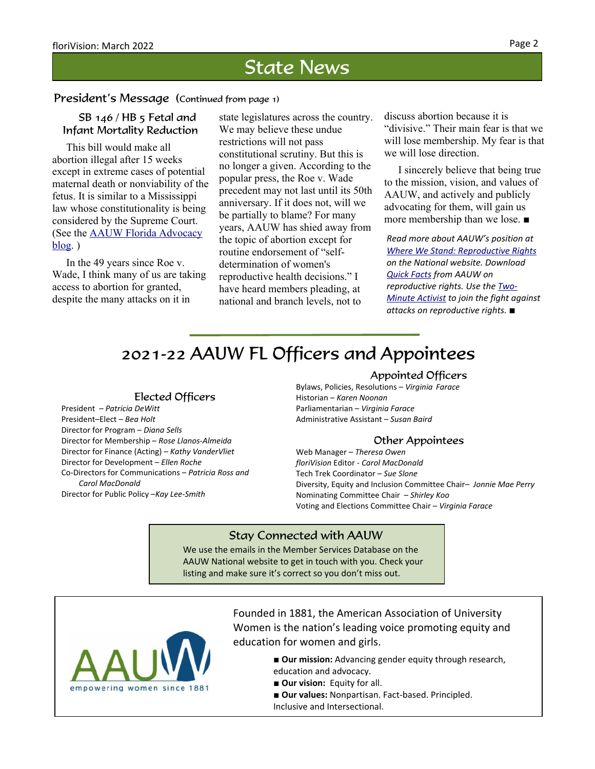# State News

## President's Message (Continued from page 1)

### SB 146 / HB 5 Fetal and Infant Mortality Reduction

This bill would make all abortion illegal after 15 weeks except in extreme cases of potential maternal death or nonviability of the fetus. It is similar to a Mississippi law whose constitutionality is being considered by the Supreme Court. (See the [AAUW Florida Advocacy blog](). )

In the 49 years since Roe v. Wade, I think many of us are taking access to abortion for granted, despite the many attacks on it in state legislatures across the country. We may believe these undue restrictions will not pass constitutional scrutiny. But this is no longer a given. According to the popular press, the Roe v. Wade precedent may not last until its 50th anniversary. If it does not, will we be partially to blame? For many years, AAUW has shied away from the topic of abortion except for routine endorsement of "self-determination of women's reproductive health decisions." I have heard members pleading, at national and branch levels, not to discuss abortion because it is "divisive." Their main fear is that we will lose membership. My fear is that we will lose direction.

I sincerely believe that being true to the mission, vision, and values of AAUW, and actively and publicly advocating for them, will gain us more membership than we lose. ■

*Read more about AAUW's position at [Where We Stand: Reproductive Rights]() on the National website. Download [Quick Facts]() from AAUW on reproductive rights. Use the [Two-Minute Activist]() to join the fight against attacks on reproductive rights.* ■

## 2021-22 AAUW FL Officers and Appointees

### Elected Officers

President – *Patricia DeWitt*
President–Elect – *Bea Holt*
Director for Program – *Diana Sells*
Director for Membership – *Rose Llanos-Almeida*
Director for Finance (Acting) – *Kathy VanderVliet*
Director for Development – *Ellen Roche*
Co-Directors for Communications – *Patricia Ross and Carol MacDonald*
Director for Public Policy –*Kay Lee-Smith*

### Appointed Officers

Bylaws, Policies, Resolutions – *Virginia Farace*
Historian – *Karen Noonan*
Parliamentarian – *Virginia Farace*
Administrative Assistant – *Susan Baird*

### Other Appointees

Web Manager – *Theresa Owen*
*floriVision* Editor - *Carol MacDonald*
Tech Trek Coordinator – *Sue Slone*
Diversity, Equity and Inclusion Committee Chair– *Jonnie Mae Perry*
Nominating Committee Chair – *Shirley Koo*
Voting and Elections Committee Chair – *Virginia Farace*

### Stay Connected with AAUW

We use the emails in the Member Services Database on the AAUW National website to get in touch with you. Check your listing and make sure it's correct so you don't miss out.

AAUW
empowering women since 1881

Founded in 1881, the American Association of University Women is the nation's leading voice promoting equity and education for women and girls.

■ **Our mission:** Advancing gender equity through research, education and advocacy.
■ **Our vision:** Equity for all.
■ **Our values:** Nonpartisan. Fact-based. Principled. Inclusive and Intersectional.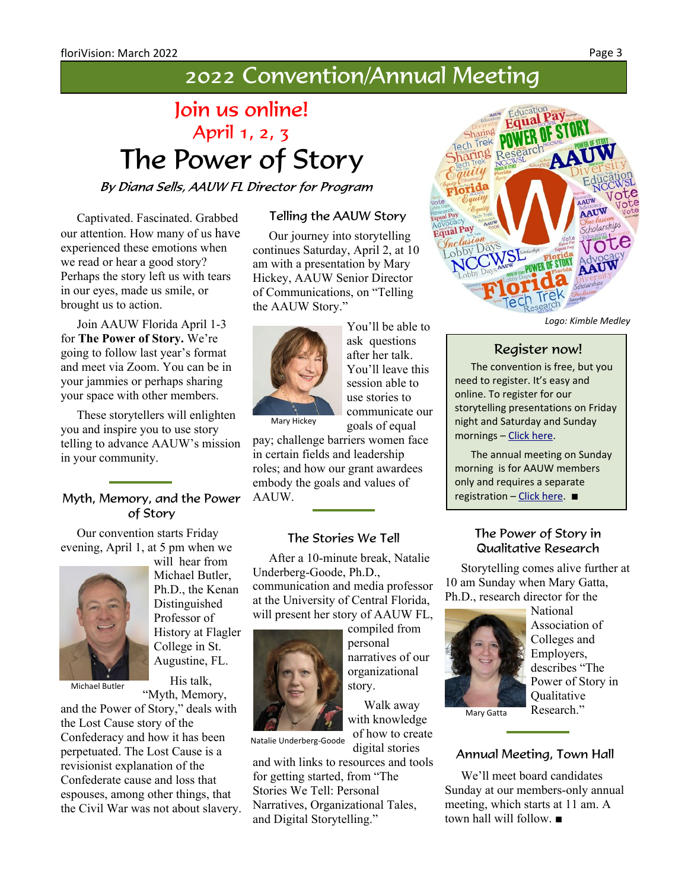# 2022 Convention/Annual Meeting

## Join us online!
## April 1, 2, 3
# The Power of Story

*By Diana Sells, AAUW FL Director for Program*

Captivated. Fascinated. Grabbed our attention. How many of us have experienced these emotions when we read or hear a good story? Perhaps the story left us with tears in our eyes, made us smile, or brought us to action.

Join AAUW Florida April 1-3 for **The Power of Story.** We're going to follow last year's format and meet via Zoom. You can be in your jammies or perhaps sharing your space with other members.

These storytellers will enlighten you and inspire you to use story telling to advance AAUW's mission in your community.

### Myth, Memory, and the Power of Story

Our convention starts Friday evening, April 1, at 5 pm when we will hear from Michael Butler, Ph.D., the Kenan Distinguished Professor of History at Flagler College in St. Augustine, FL.

Michael Butler

His talk, "Myth, Memory, and the Power of Story," deals with the Lost Cause story of the Confederacy and how it has been perpetuated. The Lost Cause is a revisionist explanation of the Confederate cause and loss that espouses, among other things, that the Civil War was not about slavery.

### Telling the AAUW Story

Our journey into storytelling continues Saturday, April 2, at 10 am with a presentation by Mary Hickey, AAUW Senior Director of Communications, on "Telling the AAUW Story."

Mary Hickey

You'll be able to ask questions after her talk. You'll leave this session able to use stories to communicate our goals of equal pay; challenge barriers women face in certain fields and leadership roles; and how our grant awardees embody the goals and values of AAUW.

### The Stories We Tell

After a 10-minute break, Natalie Underberg-Goode, Ph.D., communication and media professor at the University of Central Florida, will present her story of AAUW FL, compiled from personal narratives of our organizational story.

Natalie Underberg-Goode

Walk away with knowledge of how to create digital stories and with links to resources and tools for getting started, from "The Stories We Tell: Personal Narratives, Organizational Tales, and Digital Storytelling."

*Logo: Kimble Medley*

### Register now!

The convention is free, but you need to register. It's easy and online. To register for our storytelling presentations on Friday night and Saturday and Sunday mornings – Click here.

The annual meeting on Sunday morning is for AAUW members only and requires a separate registration – Click here. ■

### The Power of Story in Qualitative Research

Storytelling comes alive further at 10 am Sunday when Mary Gatta, Ph.D., research director for the National Association of Colleges and Employers, describes "The Power of Story in Qualitative Research."

Mary Gatta

### Annual Meeting, Town Hall

We'll meet board candidates Sunday at our members-only annual meeting, which starts at 11 am. A town hall will follow. ■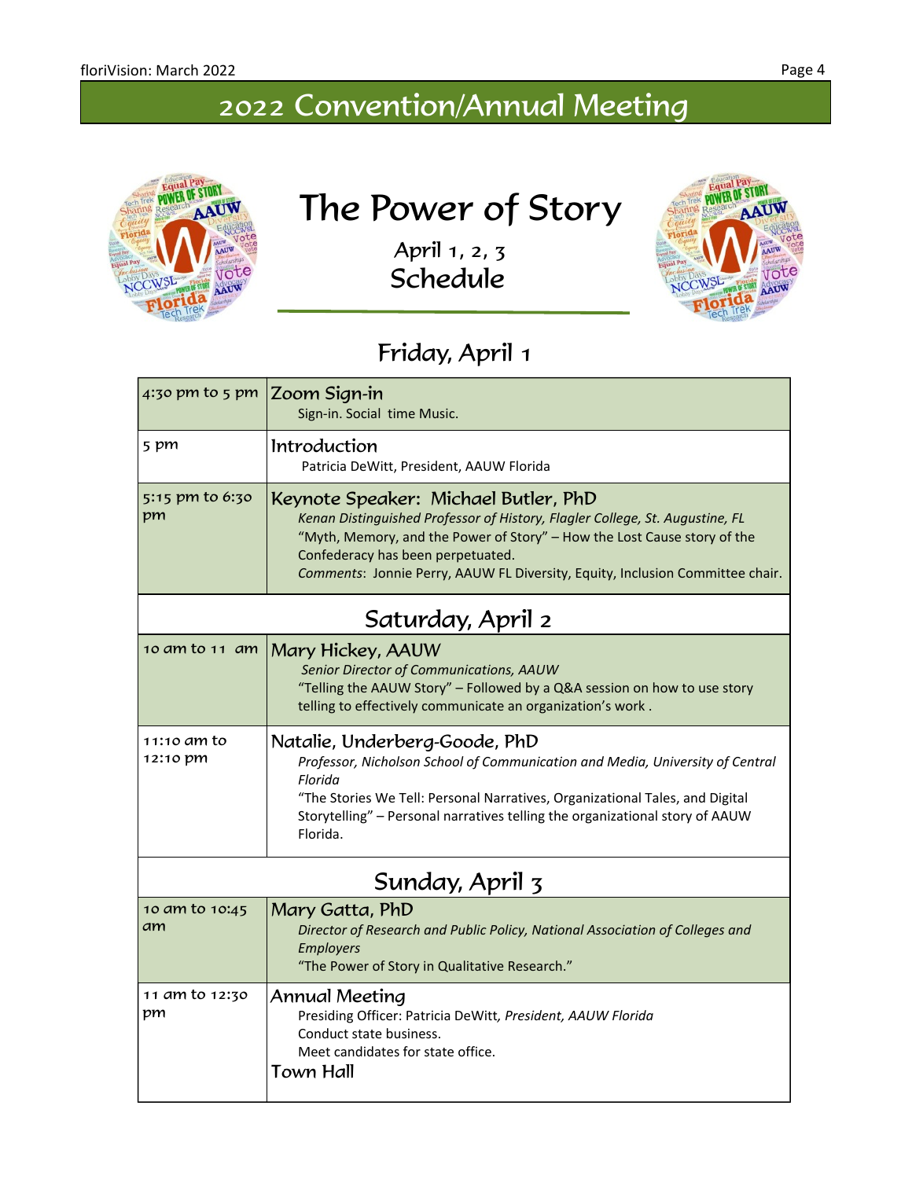# 2022 Convention/Annual Meeting

## The Power of Story

April 1, 2, 3

**Schedule**

### Friday, April 1

| | |
|---|---|
| 4:30 pm to 5 pm | **Zoom Sign-in**<br>Sign-in. Social time Music. |
| 5 pm | **Introduction**<br>Patricia DeWitt, President, AAUW Florida |
| 5:15 pm to 6:30 pm | **Keynote Speaker: Michael Butler, PhD**<br>*Kenan Distinguished Professor of History, Flagler College, St. Augustine, FL*<br>"Myth, Memory, and the Power of Story" – How the Lost Cause story of the Confederacy has been perpetuated.<br>*Comments*: Jonnie Perry, AAUW FL Diversity, Equity, Inclusion Committee chair. |

### Saturday, April 2

| | |
|---|---|
| 10 am to 11 am | **Mary Hickey, AAUW**<br>*Senior Director of Communications, AAUW*<br>"Telling the AAUW Story" – Followed by a Q&A session on how to use story telling to effectively communicate an organization's work . |
| 11:10 am to 12:10 pm | **Natalie, Underberg-Goode, PhD**<br>*Professor, Nicholson School of Communication and Media, University of Central Florida*<br>"The Stories We Tell: Personal Narratives, Organizational Tales, and Digital Storytelling" – Personal narratives telling the organizational story of AAUW Florida. |

### Sunday, April 3

| | |
|---|---|
| 10 am to 10:45 am | **Mary Gatta, PhD**<br>*Director of Research and Public Policy, National Association of Colleges and Employers*<br>"The Power of Story in Qualitative Research." |
| 11 am to 12:30 pm | **Annual Meeting**<br>Presiding Officer: Patricia DeWitt, *President, AAUW Florida*<br>Conduct state business.<br>Meet candidates for state office.<br>**Town Hall** |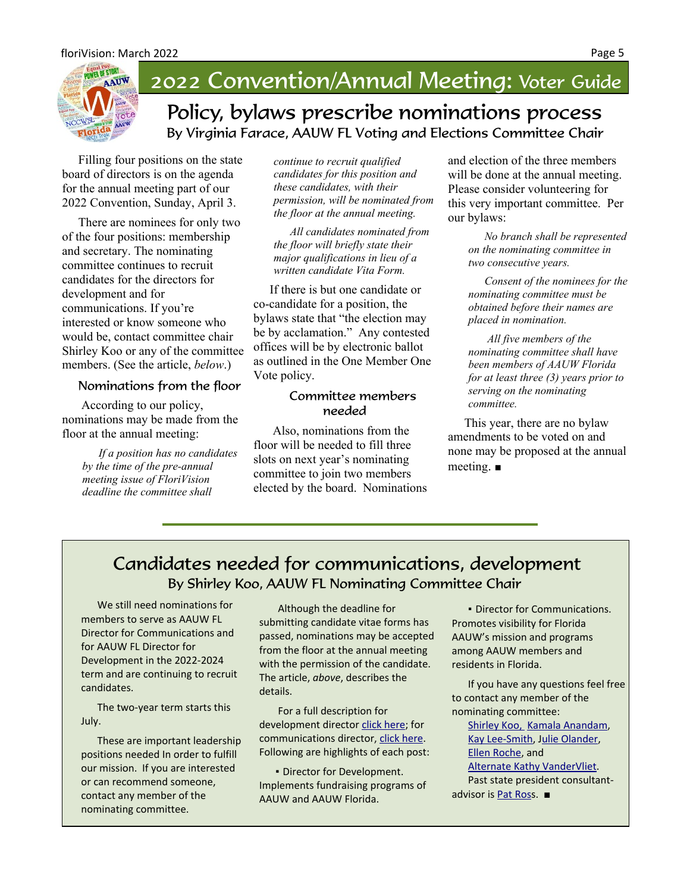# 2022 Convention/Annual Meeting: Voter Guide

## Policy, bylaws prescribe nominations process

By Virginia Farace, AAUW FL Voting and Elections Committee Chair

Filling four positions on the state board of directors is on the agenda for the annual meeting part of our 2022 Convention, Sunday, April 3.

There are nominees for only two of the four positions: membership and secretary. The nominating committee continues to recruit candidates for the directors for development and for communications. If you're interested or know someone who would be, contact committee chair Shirley Koo or any of the committee members. (See the article, *below*.)

### Nominations from the floor

According to our policy, nominations may be made from the floor at the annual meeting:

> *If a position has no candidates by the time of the pre-annual meeting issue of FloriVision deadline the committee shall continue to recruit qualified candidates for this position and these candidates, with their permission, will be nominated from the floor at the annual meeting.*
>
> *All candidates nominated from the floor will briefly state their major qualifications in lieu of a written candidate Vita Form.*

If there is but one candidate or co-candidate for a position, the bylaws state that "the election may be by acclamation." Any contested offices will be by electronic ballot as outlined in the One Member One Vote policy.

### Committee members needed

Also, nominations from the floor will be needed to fill three slots on next year's nominating committee to join two members elected by the board. Nominations and election of the three members will be done at the annual meeting. Please consider volunteering for this very important committee. Per our bylaws:

> *No branch shall be represented on the nominating committee in two consecutive years.*
>
> *Consent of the nominees for the nominating committee must be obtained before their names are placed in nomination.*
>
> *All five members of the nominating committee shall have been members of AAUW Florida for at least three (3) years prior to serving on the nominating committee.*

This year, there are no bylaw amendments to be voted on and none may be proposed at the annual meeting. ■

## Candidates needed for communications, development

By Shirley Koo, AAUW FL Nominating Committee Chair

We still need nominations for members to serve as AAUW FL Director for Communications and for AAUW FL Director for Development in the 2022-2024 term and are continuing to recruit candidates.

The two-year term starts this July.

These are important leadership positions needed In order to fulfill our mission. If you are interested or can recommend someone, contact any member of the nominating committee.

Although the deadline for submitting candidate vitae forms has passed, nominations may be accepted from the floor at the annual meeting with the permission of the candidate. The article, *above*, describes the details.

For a full description for development director click here; for communications director, click here. Following are highlights of each post:

- Director for Development. Implements fundraising programs of AAUW and AAUW Florida.
- Director for Communications. Promotes visibility for Florida AAUW's mission and programs among AAUW members and residents in Florida.

If you have any questions feel free to contact any member of the nominating committee:

Shirley Koo, Kamala Anandam, Kay Lee-Smith, Julie Olander, Ellen Roche, and Alternate Kathy VanderVliet.

Past state president consultant-advisor is Pat Ross. ■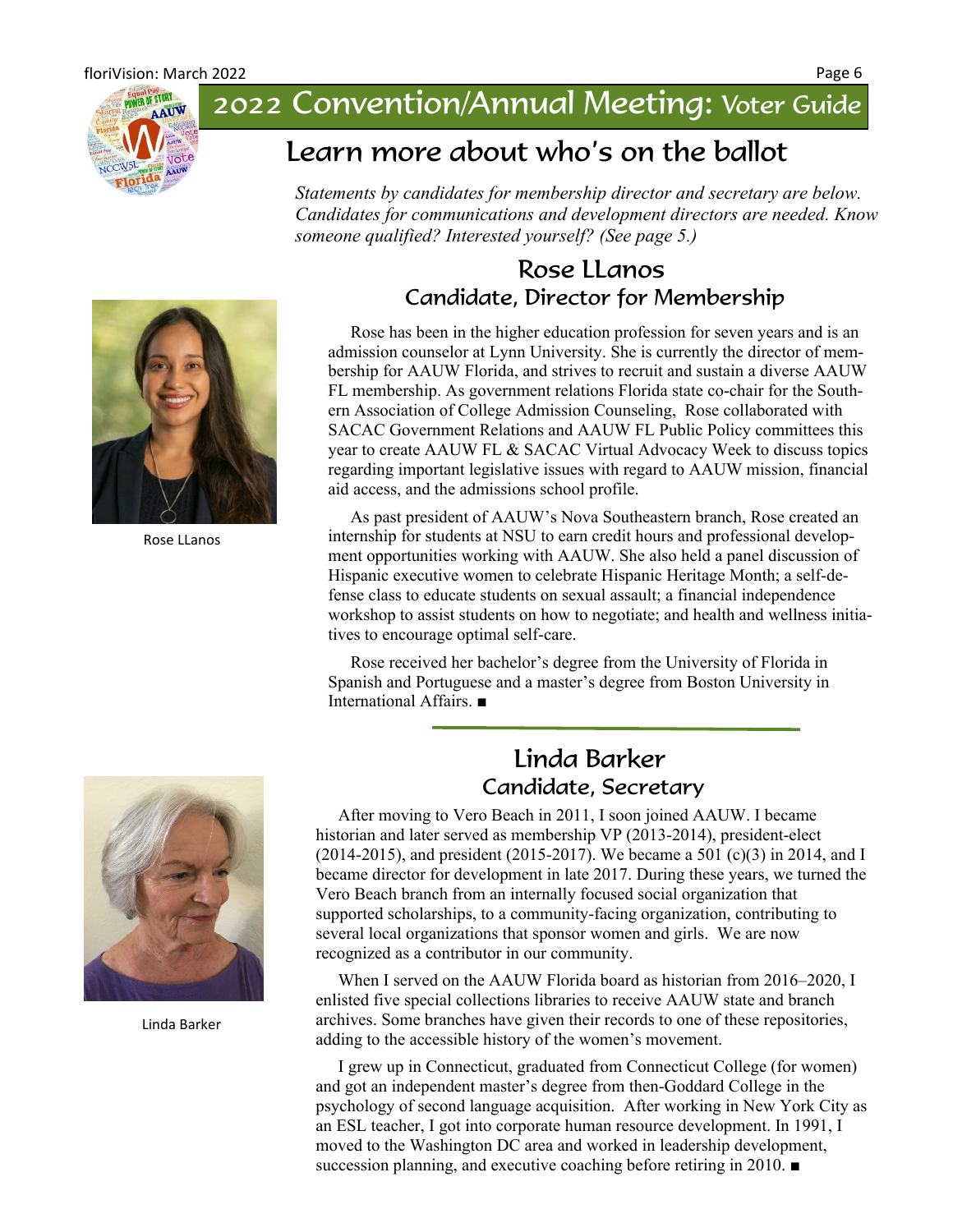# 2022 Convention/Annual Meeting: Voter Guide

## Learn more about who's on the ballot

*Statements by candidates for membership director and secretary are below. Candidates for communications and development directors are needed. Know someone qualified? Interested yourself? (See page 5.)*

### Rose LLanos
### Candidate, Director for Membership

Rose LLanos

Rose has been in the higher education profession for seven years and is an admission counselor at Lynn University. She is currently the director of membership for AAUW Florida, and strives to recruit and sustain a diverse AAUW FL membership. As government relations Florida state co-chair for the Southern Association of College Admission Counseling, Rose collaborated with SACAC Government Relations and AAUW FL Public Policy committees this year to create AAUW FL & SACAC Virtual Advocacy Week to discuss topics regarding important legislative issues with regard to AAUW mission, financial aid access, and the admissions school profile.

As past president of AAUW's Nova Southeastern branch, Rose created an internship for students at NSU to earn credit hours and professional development opportunities working with AAUW. She also held a panel discussion of Hispanic executive women to celebrate Hispanic Heritage Month; a self-defense class to educate students on sexual assault; a financial independence workshop to assist students on how to negotiate; and health and wellness initiatives to encourage optimal self-care.

Rose received her bachelor's degree from the University of Florida in Spanish and Portuguese and a master's degree from Boston University in International Affairs. ■

### Linda Barker
### Candidate, Secretary

Linda Barker

After moving to Vero Beach in 2011, I soon joined AAUW. I became historian and later served as membership VP (2013-2014), president-elect (2014-2015), and president (2015-2017). We became a 501 (c)(3) in 2014, and I became director for development in late 2017. During these years, we turned the Vero Beach branch from an internally focused social organization that supported scholarships, to a community-facing organization, contributing to several local organizations that sponsor women and girls. We are now recognized as a contributor in our community.

When I served on the AAUW Florida board as historian from 2016–2020, I enlisted five special collections libraries to receive AAUW state and branch archives. Some branches have given their records to one of these repositories, adding to the accessible history of the women's movement.

I grew up in Connecticut, graduated from Connecticut College (for women) and got an independent master's degree from then-Goddard College in the psychology of second language acquisition. After working in New York City as an ESL teacher, I got into corporate human resource development. In 1991, I moved to the Washington DC area and worked in leadership development, succession planning, and executive coaching before retiring in 2010. ■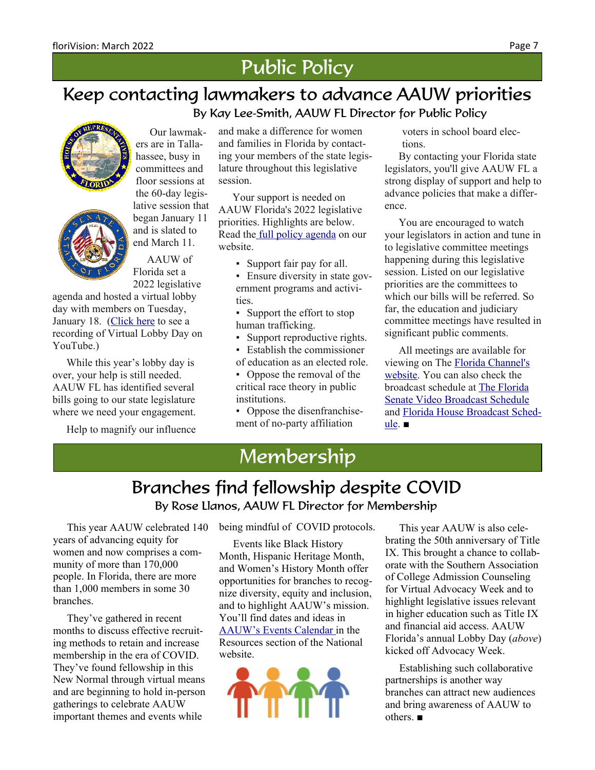# Public Policy

## Keep contacting lawmakers to advance AAUW priorities

### By Kay Lee-Smith, AAUW FL Director for Public Policy

Our lawmakers are in Tallahassee, busy in committees and floor sessions at the 60-day legislative session that began January 11 and is slated to end March 11.

AAUW of Florida set a 2022 legislative agenda and hosted a virtual lobby day with members on Tuesday, January 18. (Click here to see a recording of Virtual Lobby Day on YouTube.)

While this year's lobby day is over, your help is still needed. AAUW FL has identified several bills going to our state legislature where we need your engagement.

Help to magnify our influence and make a difference for women and families in Florida by contacting your members of the state legislature throughout this legislative session.

Your support is needed on AAUW Florida's 2022 legislative priorities. Highlights are below. Read the full policy agenda on our website.

- Support fair pay for all.
- Ensure diversity in state government programs and activities.
- Support the effort to stop human trafficking.
- Support reproductive rights.
- Establish the commissioner of education as an elected role.
- Oppose the removal of the critical race theory in public institutions.
- Oppose the disenfranchisement of no-party affiliation voters in school board elections.

By contacting your Florida state legislators, you'll give AAUW FL a strong display of support and help to advance policies that make a difference.

You are encouraged to watch your legislators in action and tune in to legislative committee meetings happening during this legislative session. Listed on our legislative priorities are the committees to which our bills will be referred. So far, the education and judiciary committee meetings have resulted in significant public comments.

All meetings are available for viewing on The Florida Channel's website. You can also check the broadcast schedule at The Florida Senate Video Broadcast Schedule and Florida House Broadcast Schedule. ■

# Membership

## Branches find fellowship despite COVID

### By Rose Llanos, AAUW FL Director for Membership

This year AAUW celebrated 140 years of advancing equity for women and now comprises a community of more than 170,000 people. In Florida, there are more than 1,000 members in some 30 branches.

They've gathered in recent months to discuss effective recruiting methods to retain and increase membership in the era of COVID. They've found fellowship in this New Normal through virtual means and are beginning to hold in-person gatherings to celebrate AAUW important themes and events while being mindful of COVID protocols.

Events like Black History Month, Hispanic Heritage Month, and Women's History Month offer opportunities for branches to recognize diversity, equity and inclusion, and to highlight AAUW's mission. You'll find dates and ideas in AAUW's Events Calendar in the Resources section of the National website.

This year AAUW is also celebrating the 50th anniversary of Title IX. This brought a chance to collaborate with the Southern Association of College Admission Counseling for Virtual Advocacy Week and to highlight legislative issues relevant in higher education such as Title IX and financial aid access. AAUW Florida's annual Lobby Day (*above*) kicked off Advocacy Week.

Establishing such collaborative partnerships is another way branches can attract new audiences and bring awareness of AAUW to others. ■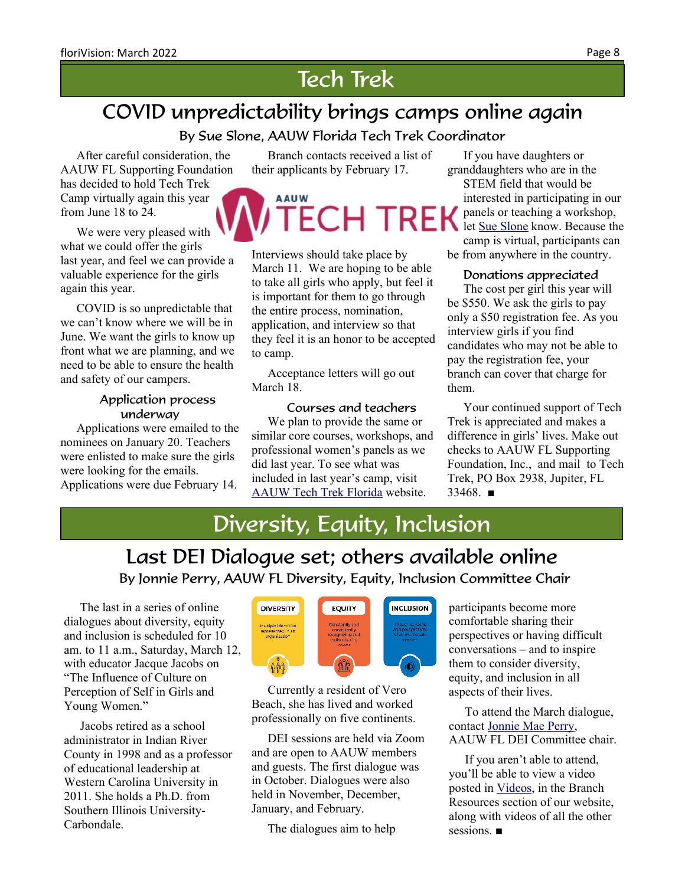# Tech Trek

## COVID unpredictability brings camps online again

### By Sue Slone, AAUW Florida Tech Trek Coordinator

After careful consideration, the AAUW FL Supporting Foundation has decided to hold Tech Trek Camp virtually again this year from June 18 to 24.

We were very pleased with what we could offer the girls last year, and feel we can provide a valuable experience for the girls again this year.

COVID is so unpredictable that we can't know where we will be in June. We want the girls to know up front what we are planning, and we need to be able to ensure the health and safety of our campers.

#### Application process underway

Applications were emailed to the nominees on January 20. Teachers were enlisted to make sure the girls were looking for the emails. Applications were due February 14.

Branch contacts received a list of their applicants by February 17.

AAUW TECH TREK

Interviews should take place by March 11. We are hoping to be able to take all girls who apply, but feel it is important for them to go through the entire process, nomination, application, and interview so that they feel it is an honor to be accepted to camp.

Acceptance letters will go out March 18.

#### Courses and teachers

We plan to provide the same or similar core courses, workshops, and professional women's panels as we did last year. To see what was included in last year's camp, visit [AAUW Tech Trek Florida] website.

If you have daughters or granddaughters who are in the STEM field that would be interested in participating in our panels or teaching a workshop, let [Sue Slone] know. Because the camp is virtual, participants can be from anywhere in the country.

#### Donations appreciated

The cost per girl this year will be $550. We ask the girls to pay only a $50 registration fee. As you interview girls if you find candidates who may not be able to pay the registration fee, your branch can cover that charge for them.

Your continued support of Tech Trek is appreciated and makes a difference in girls' lives. Make out checks to AAUW FL Supporting Foundation, Inc., and mail to Tech Trek, PO Box 2938, Jupiter, FL 33468. ■

# Diversity, Equity, Inclusion

## Last DEI Dialogue set; others available online

### By Jonnie Perry, AAUW FL Diversity, Equity, Inclusion Committee Chair

The last in a series of online dialogues about diversity, equity and inclusion is scheduled for 10 am. to 11 a.m., Saturday, March 12, with educator Jacque Jacobs on "The Influence of Culture on Perception of Self in Girls and Young Women."

Jacobs retired as a school administrator in Indian River County in 1998 and as a professor of educational leadership at Western Carolina University in 2011. She holds a Ph.D. from Southern Illinois University-Carbondale.

DIVERSITY | EQUITY | INCLUSION

Currently a resident of Vero Beach, she has lived and worked professionally on five continents.

DEI sessions are held via Zoom and are open to AAUW members and guests. The first dialogue was in October. Dialogues were also held in November, December, January, and February.

The dialogues aim to help participants become more comfortable sharing their perspectives or having difficult conversations – and to inspire them to consider diversity, equity, and inclusion in all aspects of their lives.

To attend the March dialogue, contact [Jonnie Mae Perry], AAUW FL DEI Committee chair.

If you aren't able to attend, you'll be able to view a video posted in [Videos], in the Branch Resources section of our website, along with videos of all the other sessions. ■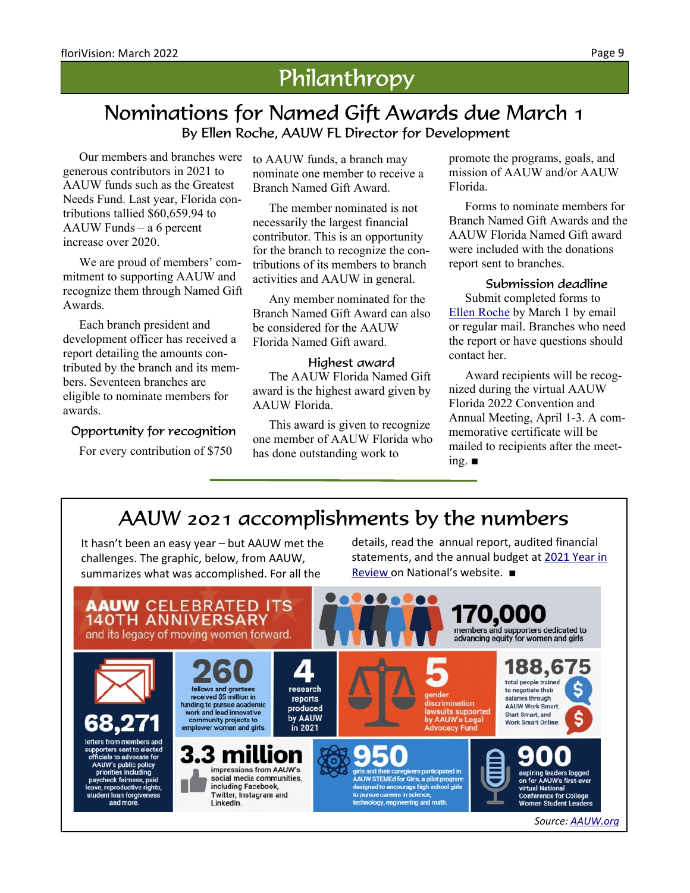# Philanthropy

## Nominations for Named Gift Awards due March 1

**By Ellen Roche, AAUW FL Director for Development**

Our members and branches were generous contributors in 2021 to AAUW funds such as the Greatest Needs Fund. Last year, Florida contributions tallied $60,659.94 to AAUW Funds – a 6 percent increase over 2020.

We are proud of members' commitment to supporting AAUW and recognize them through Named Gift Awards.

Each branch president and development officer has received a report detailing the amounts contributed by the branch and its members. Seventeen branches are eligible to nominate members for awards.

### Opportunity for recognition

For every contribution of $750 to AAUW funds, a branch may nominate one member to receive a Branch Named Gift Award.

The member nominated is not necessarily the largest financial contributor. This is an opportunity for the branch to recognize the contributions of its members to branch activities and AAUW in general.

Any member nominated for the Branch Named Gift Award can also be considered for the AAUW Florida Named Gift award.

### Highest award

The AAUW Florida Named Gift award is the highest award given by AAUW Florida.

This award is given to recognize one member of AAUW Florida who has done outstanding work to promote the programs, goals, and mission of AAUW and/or AAUW Florida.

Forms to nominate members for Branch Named Gift Awards and the AAUW Florida Named Gift award were included with the donations report sent to branches.

### Submission deadline

Submit completed forms to Ellen Roche by March 1 by email or regular mail. Branches who need the report or have questions should contact her.

Award recipients will be recognized during the virtual AAUW Florida 2022 Convention and Annual Meeting, April 1-3. A commemorative certificate will be mailed to recipients after the meeting. ■

## AAUW 2021 accomplishments by the numbers

It hasn't been an easy year – but AAUW met the challenges. The graphic, below, from AAUW, summarizes what was accomplished. For all the details, read the annual report, audited financial statements, and the annual budget at 2021 Year in Review on National's website. ■

AAUW CELEBRATED ITS 140TH ANNIVERSARY and its legacy of moving women forward.

170,000 members and supporters dedicated to advancing equity for women and girls

68,271 letters from members and supporters sent to elected officials to advocate for AAUW's public policy priorities including paycheck fairness, paid leave, reproductive rights, student loan forgiveness and more.

260 fellows and grantees received $5 million in funding to pursue academic work and lead innovative community projects to empower women and girls.

4 research reports produced by AAUW in 2021

5 gender discrimination lawsuits supported by AAUW's Legal Advocacy Fund

188,675 total people trained to negotiate their salaries through AAUW Work Smart, Start Smart, and Work Smart Online.

3.3 million impressions from AAUW's social media communities, including Facebook, Twitter, Instagram and LinkedIn.

950 girls and their caregivers participated in AAUW STEMed for Girls, a pilot program designed to encourage high school girls to pursue careers in science, technology, engineering and math.

900 aspiring leaders logged on for AAUW's first-ever virtual National Conference for College Women Student Leaders

*Source: AAUW.org*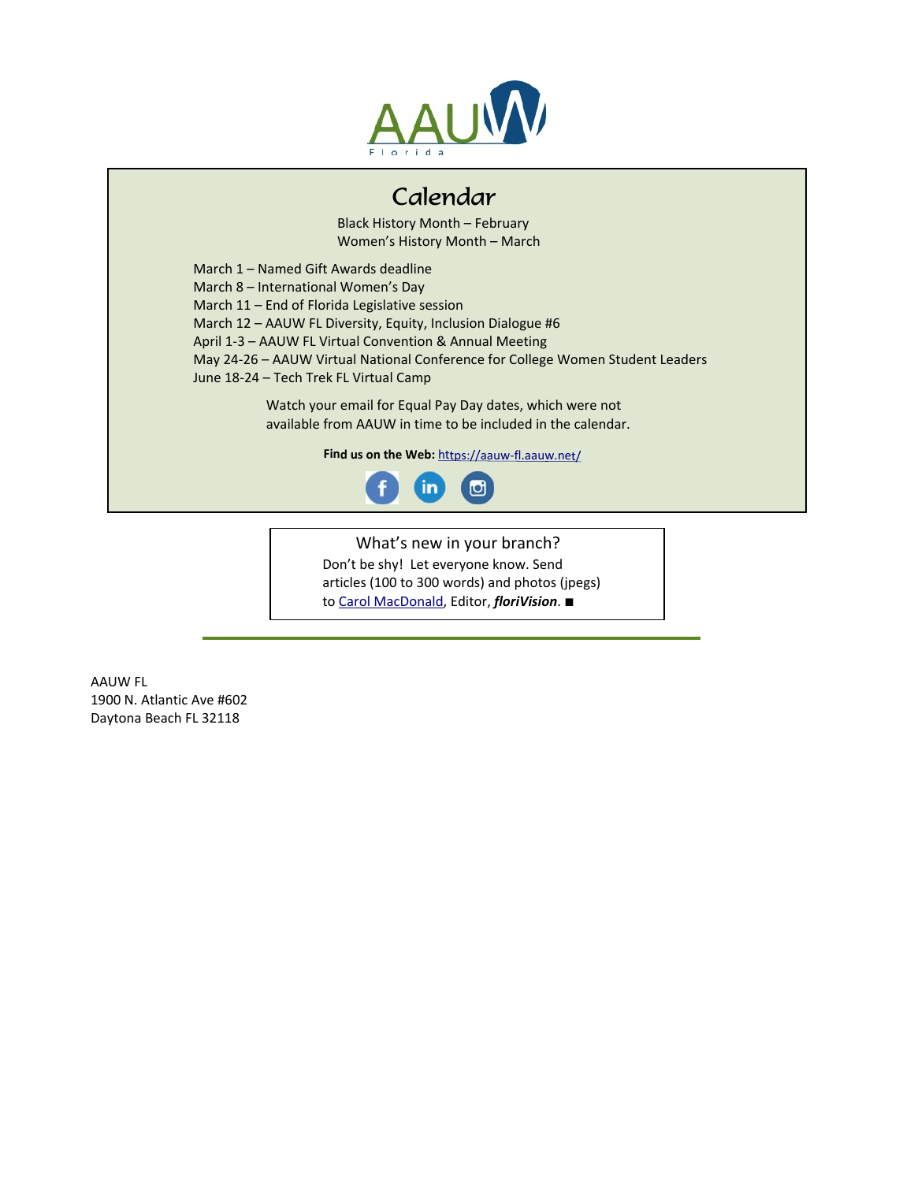AAUW Florida

## Calendar

Black History Month – February
Women's History Month – March

March 1 – Named Gift Awards deadline
March 8 – International Women's Day
March 11 – End of Florida Legislative session
March 12 – AAUW FL Diversity, Equity, Inclusion Dialogue #6
April 1-3 – AAUW FL Virtual Convention & Annual Meeting
May 24-26 – AAUW Virtual National Conference for College Women Student Leaders
June 18-24 – Tech Trek FL Virtual Camp

Watch your email for Equal Pay Day dates, which were not available from AAUW in time to be included in the calendar.

**Find us on the Web:** https://aauw-fl.aauw.net/

### What's new in your branch?

Don't be shy! Let everyone know. Send articles (100 to 300 words) and photos (jpegs) to Carol MacDonald, Editor, ***floriVision***. ■

---

AAUW FL
1900 N. Atlantic Ave #602
Daytona Beach FL 32118